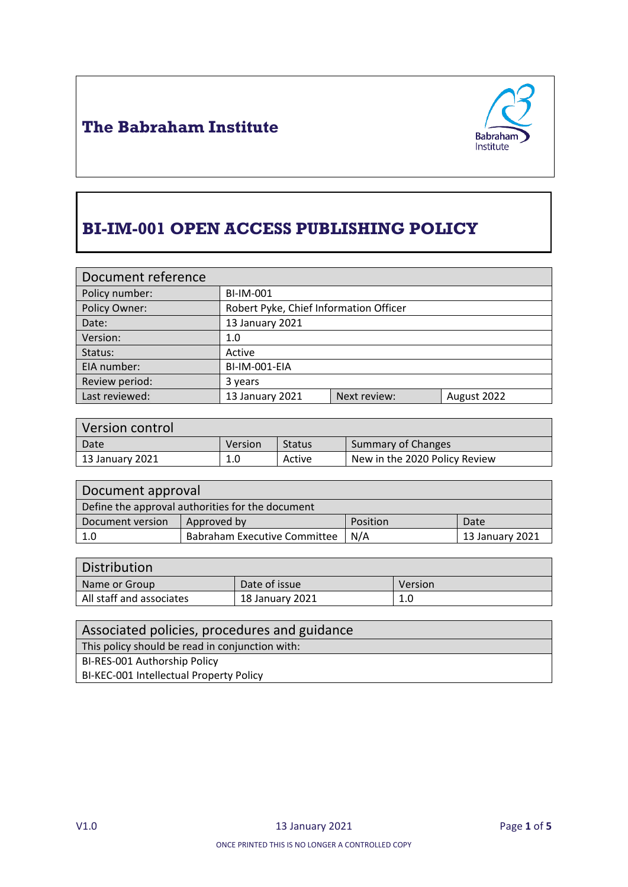# The Babraham Institute

# BI-IM-001 OPEN ACCESS PUBLISHING POLICY

| Document reference | | | |
|---|---|---|---|
| Policy number: | BI-IM-001 | | |
| Policy Owner: | Robert Pyke, Chief Information Officer | | |
| Date: | 13 January 2021 | | |
| Version: | 1.0 | | |
| Status: | Active | | |
| EIA number: | BI-IM-001-EIA | | |
| Review period: | 3 years | | |
| Last reviewed: | 13 January 2021 | Next review: | August 2022 |

| Version control | | | |
|---|---|---|---|
| Date | Version | Status | Summary of Changes |
| 13 January 2021 | 1.0 | Active | New in the 2020 Policy Review |

| Document approval | | | |
|---|---|---|---|
| Define the approval authorities for the document | | | |
| Document version | Approved by | Position | Date |
| 1.0 | Babraham Executive Committee | N/A | 13 January 2021 |

| Distribution | | |
|---|---|---|
| Name or Group | Date of issue | Version |
| All staff and associates | 18 January 2021 | 1.0 |

| Associated policies, procedures and guidance |
|---|
| This policy should be read in conjunction with: |
| BI-RES-001 Authorship Policy<br>BI-KEC-001 Intellectual Property Policy |

ONCE PRINTED THIS IS NO LONGER A CONTROLLED COPY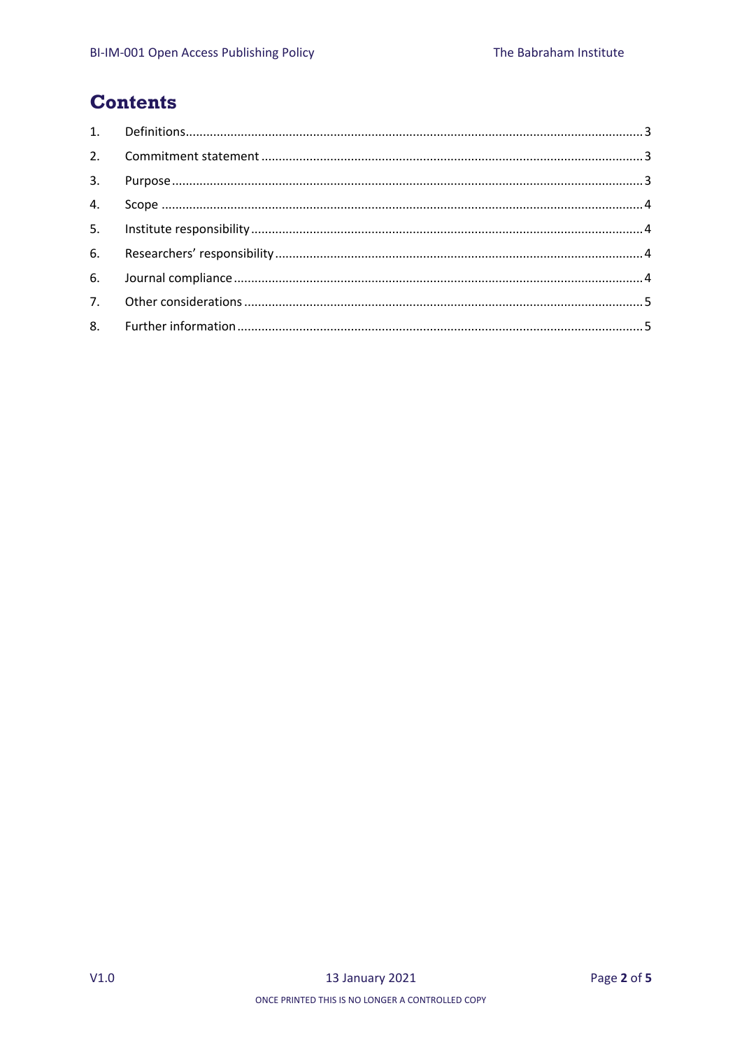# Contents

1. Definitions ..................................................................................................................................... 3
2. Commitment statement ................................................................................................................ 3
3. Purpose ........................................................................................................................................ 3
4. Scope ........................................................................................................................................... 4
5. Institute responsibility .................................................................................................................. 4
6. Researchers' responsibility ........................................................................................................... 4
6. Journal compliance ....................................................................................................................... 4
7. Other considerations .................................................................................................................... 5
8. Further information ...................................................................................................................... 5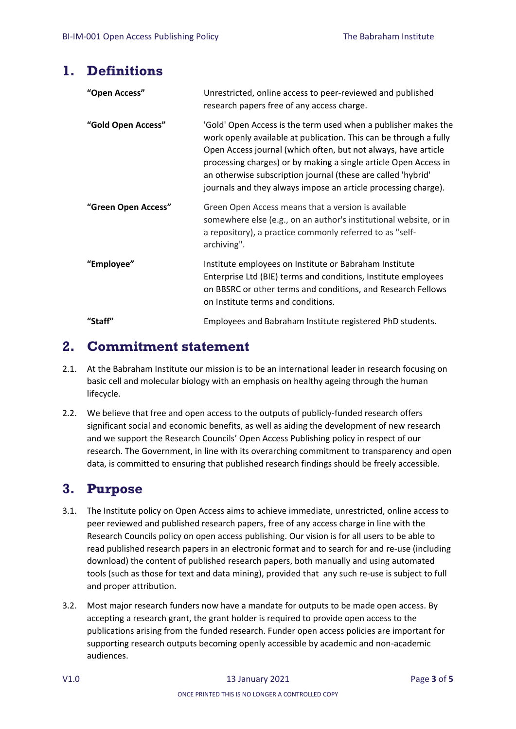# 1. Definitions

| | |
|---|---|
| **"Open Access"** | Unrestricted, online access to peer-reviewed and published research papers free of any access charge. |
| **"Gold Open Access"** | 'Gold' Open Access is the term used when a publisher makes the work openly available at publication. This can be through a fully Open Access journal (which often, but not always, have article processing charges) or by making a single article Open Access in an otherwise subscription journal (these are called 'hybrid' journals and they always impose an article processing charge). |
| **"Green Open Access"** | Green Open Access means that a version is available somewhere else (e.g., on an author's institutional website, or in a repository), a practice commonly referred to as "self-archiving". |
| **"Employee"** | Institute employees on Institute or Babraham Institute Enterprise Ltd (BIE) terms and conditions, Institute employees on BBSRC or other terms and conditions, and Research Fellows on Institute terms and conditions. |
| **"Staff"** | Employees and Babraham Institute registered PhD students. |

# 2. Commitment statement

2.1. At the Babraham Institute our mission is to be an international leader in research focusing on basic cell and molecular biology with an emphasis on healthy ageing through the human lifecycle.

2.2. We believe that free and open access to the outputs of publicly-funded research offers significant social and economic benefits, as well as aiding the development of new research and we support the Research Councils' Open Access Publishing policy in respect of our research. The Government, in line with its overarching commitment to transparency and open data, is committed to ensuring that published research findings should be freely accessible.

# 3. Purpose

3.1. The Institute policy on Open Access aims to achieve immediate, unrestricted, online access to peer reviewed and published research papers, free of any access charge in line with the Research Councils policy on open access publishing. Our vision is for all users to be able to read published research papers in an electronic format and to search for and re-use (including download) the content of published research papers, both manually and using automated tools (such as those for text and data mining), provided that any such re-use is subject to full and proper attribution.

3.2. Most major research funders now have a mandate for outputs to be made open access. By accepting a research grant, the grant holder is required to provide open access to the publications arising from the funded research. Funder open access policies are important for supporting research outputs becoming openly accessible by academic and non-academic audiences.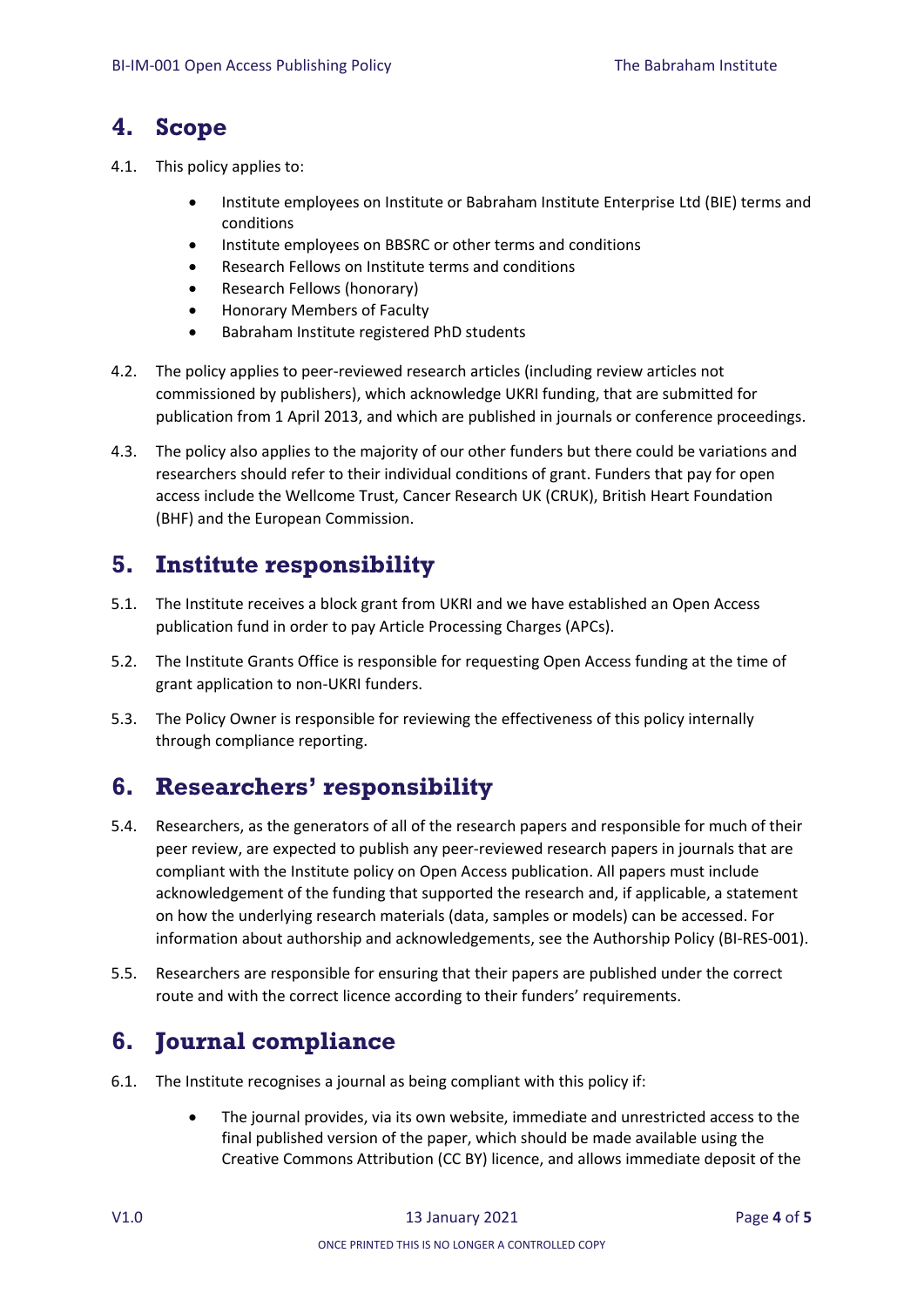## 4. Scope

4.1. This policy applies to:

- Institute employees on Institute or Babraham Institute Enterprise Ltd (BIE) terms and conditions
- Institute employees on BBSRC or other terms and conditions
- Research Fellows on Institute terms and conditions
- Research Fellows (honorary)
- Honorary Members of Faculty
- Babraham Institute registered PhD students

4.2. The policy applies to peer-reviewed research articles (including review articles not commissioned by publishers), which acknowledge UKRI funding, that are submitted for publication from 1 April 2013, and which are published in journals or conference proceedings.

4.3. The policy also applies to the majority of our other funders but there could be variations and researchers should refer to their individual conditions of grant. Funders that pay for open access include the Wellcome Trust, Cancer Research UK (CRUK), British Heart Foundation (BHF) and the European Commission.

## 5. Institute responsibility

5.1. The Institute receives a block grant from UKRI and we have established an Open Access publication fund in order to pay Article Processing Charges (APCs).

5.2. The Institute Grants Office is responsible for requesting Open Access funding at the time of grant application to non-UKRI funders.

5.3. The Policy Owner is responsible for reviewing the effectiveness of this policy internally through compliance reporting.

## 6. Researchers' responsibility

5.4. Researchers, as the generators of all of the research papers and responsible for much of their peer review, are expected to publish any peer-reviewed research papers in journals that are compliant with the Institute policy on Open Access publication. All papers must include acknowledgement of the funding that supported the research and, if applicable, a statement on how the underlying research materials (data, samples or models) can be accessed. For information about authorship and acknowledgements, see the Authorship Policy (BI-RES-001).

5.5. Researchers are responsible for ensuring that their papers are published under the correct route and with the correct licence according to their funders' requirements.

## 6. Journal compliance

6.1. The Institute recognises a journal as being compliant with this policy if:

- The journal provides, via its own website, immediate and unrestricted access to the final published version of the paper, which should be made available using the Creative Commons Attribution (CC BY) licence, and allows immediate deposit of the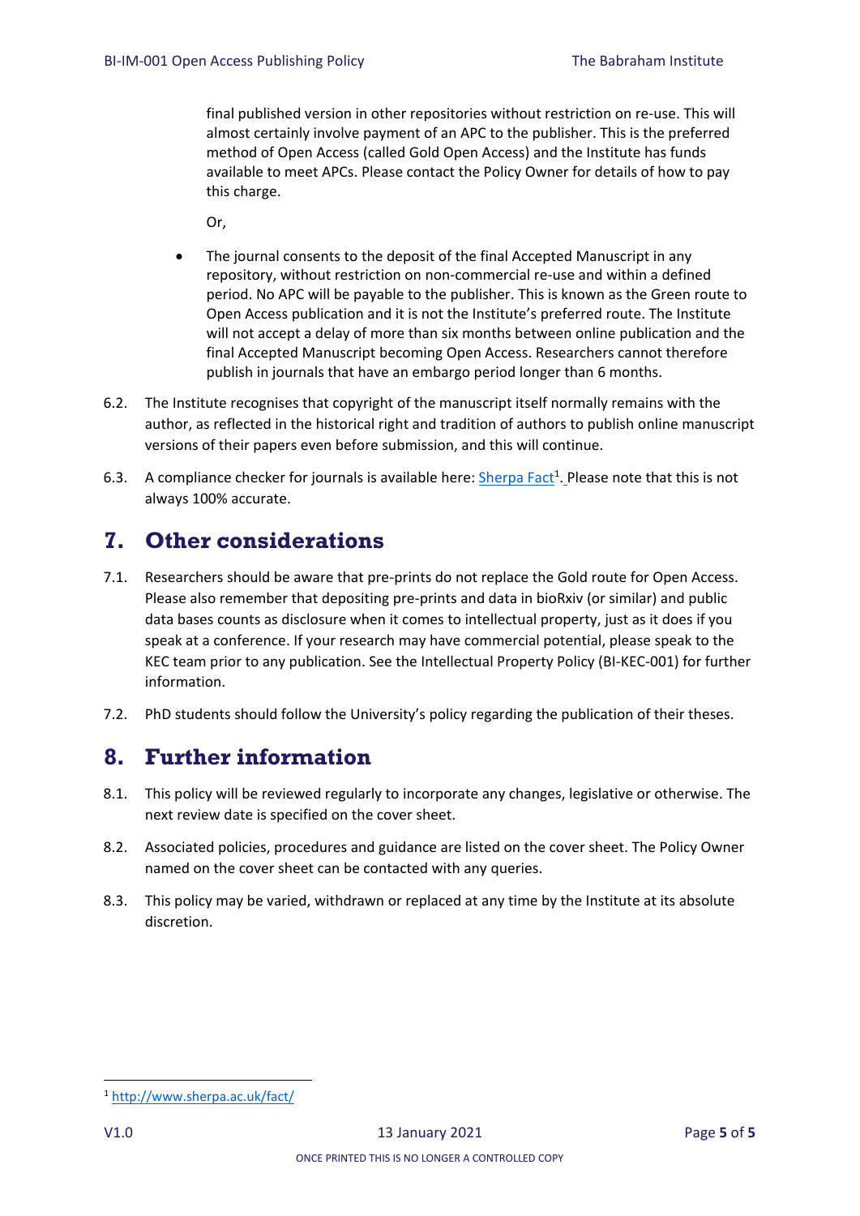final published version in other repositories without restriction on re-use. This will almost certainly involve payment of an APC to the publisher. This is the preferred method of Open Access (called Gold Open Access) and the Institute has funds available to meet APCs. Please contact the Policy Owner for details of how to pay this charge.

Or,

- The journal consents to the deposit of the final Accepted Manuscript in any repository, without restriction on non-commercial re-use and within a defined period. No APC will be payable to the publisher. This is known as the Green route to Open Access publication and it is not the Institute's preferred route. The Institute will not accept a delay of more than six months between online publication and the final Accepted Manuscript becoming Open Access. Researchers cannot therefore publish in journals that have an embargo period longer than 6 months.

6.2. The Institute recognises that copyright of the manuscript itself normally remains with the author, as reflected in the historical right and tradition of authors to publish online manuscript versions of their papers even before submission, and this will continue.

6.3. A compliance checker for journals is available here: [Sherpa Fact](http://www.sherpa.ac.uk/fact/)[1]. Please note that this is not always 100% accurate.

## 7. Other considerations

7.1. Researchers should be aware that pre-prints do not replace the Gold route for Open Access. Please also remember that depositing pre-prints and data in bioRxiv (or similar) and public data bases counts as disclosure when it comes to intellectual property, just as it does if you speak at a conference. If your research may have commercial potential, please speak to the KEC team prior to any publication. See the Intellectual Property Policy (BI-KEC-001) for further information.

7.2. PhD students should follow the University's policy regarding the publication of their theses.

## 8. Further information

8.1. This policy will be reviewed regularly to incorporate any changes, legislative or otherwise. The next review date is specified on the cover sheet.

8.2. Associated policies, procedures and guidance are listed on the cover sheet. The Policy Owner named on the cover sheet can be contacted with any queries.

8.3. This policy may be varied, withdrawn or replaced at any time by the Institute at its absolute discretion.

[1] http://www.sherpa.ac.uk/fact/